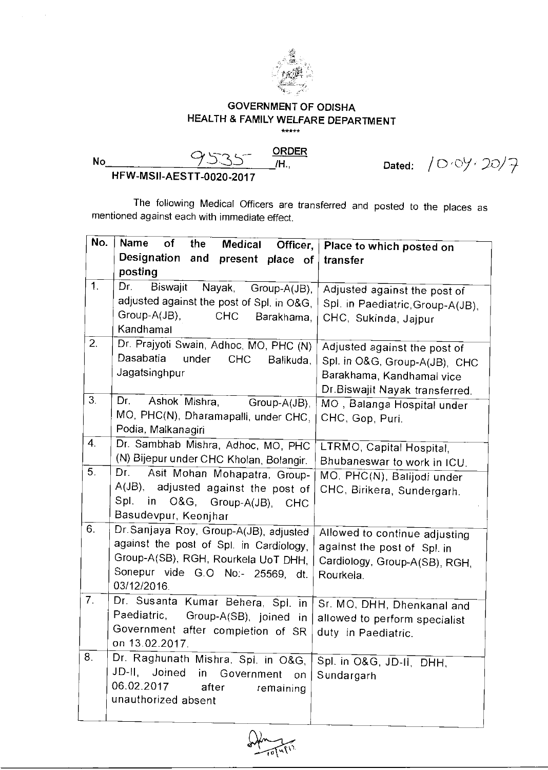**GOVERNMENT OF ODISHA**
**HEALTH & FAMILY WELFARE DEPARTMENT**

\*\*\*\*\*

**ORDER**

No 9535 /H., Dated: 10.04.2017

**HFW-MSII-AESTT-0020-2017**

The following Medical Officers are transferred and posted to the places as mentioned against each with immediate effect.

| No. | Name of the Medical Officer, Designation and present place of posting | Place to which posted on transfer |
|---|---|---|
| 1. | Dr. Biswajit Nayak, Group-A(JB), adjusted against the post of Spl. in O&G, Group-A(JB), CHC Barakhama, Kandhamal | Adjusted against the post of Spl. in Paediatric,Group-A(JB), CHC, Sukinda, Jajpur |
| 2. | Dr. Prajyoti Swain, Adhoc, MO, PHC (N) Dasabatia under CHC Balikuda, Jagatsinghpur | Adjusted against the post of Spl. in O&G, Group-A(JB), CHC Barakhama, Kandhamal vice Dr.Biswajit Nayak transferred. |
| 3. | Dr. Ashok Mishra, Group-A(JB), MO, PHC(N), Dharamapalli, under CHC, Podia, Malkanagiri | MO , Balanga Hospital under CHC, Gop, Puri. |
| 4. | Dr. Sambhab Mishra, Adhoc, MO, PHC (N) Bijepur under CHC Kholan, Bolangir. | LTRMO, Capital Hospital, Bhubaneswar to work in ICU. |
| 5. | Dr. Asit Mohan Mohapatra, Group-A(JB), adjusted against the post of Spl. in O&G, Group-A(JB), CHC Basudevpur, Keonjhar | MO, PHC(N), Balijodi under CHC, Birikera, Sundergarh. |
| 6. | Dr.Sanjaya Roy, Group-A(JB), adjusted against the post of Spl. in Cardiology, Group-A(SB), RGH, Rourkela UoT DHH, Sonepur vide G.O No:- 25569, dt. 03/12/2016. | Allowed to continue adjusting against the post of Spl. in Cardiology, Group-A(SB), RGH, Rourkela. |
| 7. | Dr. Susanta Kumar Behera, Spl. in Paediatric, Group-A(SB), joined in Government after completion of SR on 13.02.2017. | Sr. MO, DHH, Dhenkanal and allowed to perform specialist duty in Paediatric. |
| 8. | Dr. Raghunath Mishra, Spl. in O&G, JD-II, Joined in Government on 06.02.2017 after remaining unauthorized absent | Spl. in O&G, JD-II, DHH, Sundargarh |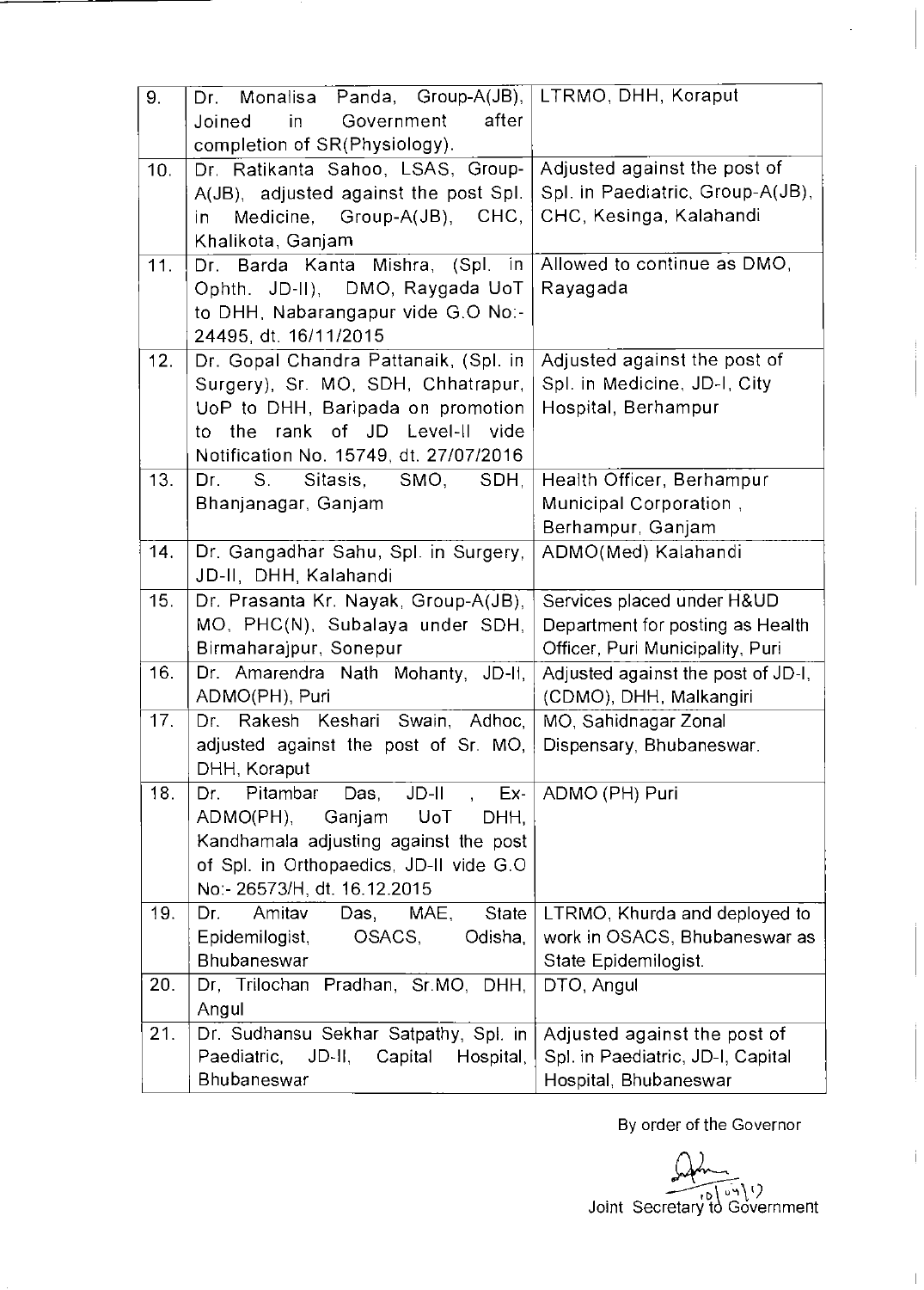| 9. | Dr. Monalisa Panda, Group-A(JB), Joined in Government after completion of SR(Physiology). | LTRMO, DHH, Koraput |
|---|---|---|
| 10. | Dr. Ratikanta Sahoo, LSAS, Group-A(JB), adjusted against the post Spl. in Medicine, Group-A(JB), CHC, Khalikota, Ganjam | Adjusted against the post of Spl. in Paediatric, Group-A(JB), CHC, Kesinga, Kalahandi |
| 11. | Dr. Barda Kanta Mishra, (Spl. in Ophth. JD-II), DMO, Raygada UoT to DHH, Nabarangapur vide G.O No:-24495, dt. 16/11/2015 | Allowed to continue as DMO, Rayagada |
| 12. | Dr. Gopal Chandra Pattanaik, (Spl. in Surgery), Sr. MO, SDH, Chhatrapur, UoP to DHH, Baripada on promotion to the rank of JD Level-II vide Notification No. 15749, dt. 27/07/2016 | Adjusted against the post of Spl. in Medicine, JD-I, City Hospital, Berhampur |
| 13. | Dr. S. Sitasis, SMO, SDH, Bhanjanagar, Ganjam | Health Officer, Berhampur Municipal Corporation , Berhampur, Ganjam |
| 14. | Dr. Gangadhar Sahu, Spl. in Surgery, JD-II, DHH, Kalahandi | ADMO(Med) Kalahandi |
| 15. | Dr. Prasanta Kr. Nayak, Group-A(JB), MO, PHC(N), Subalaya under SDH, Birmaharajpur, Sonepur | Services placed under H&UD Department for posting as Health Officer, Puri Municipality, Puri |
| 16. | Dr. Amarendra Nath Mohanty, JD-II, ADMO(PH), Puri | Adjusted against the post of JD-I, (CDMO), DHH, Malkangiri |
| 17. | Dr. Rakesh Keshari Swain, Adhoc, adjusted against the post of Sr. MO, DHH, Koraput | MO, Sahidnagar Zonal Dispensary, Bhubaneswar. |
| 18. | Dr. Pitambar Das, JD-II , Ex-ADMO(PH), Ganjam UoT DHH, Kandhamala adjusting against the post of Spl. in Orthopaedics, JD-II vide G.O No:- 26573/H, dt. 16.12.2015 | ADMO (PH) Puri |
| 19. | Dr. Amitav Das, MAE, State Epidemilogist, OSACS, Odisha, Bhubaneswar | LTRMO, Khurda and deployed to work in OSACS, Bhubaneswar as State Epidemilogist. |
| 20. | Dr, Trilochan Pradhan, Sr.MO, DHH, Angul | DTO, Angul |
| 21. | Dr. Sudhansu Sekhar Satpathy, Spl. in Paediatric, JD-II, Capital Hospital, Bhubaneswar | Adjusted against the post of Spl. in Paediatric, JD-I, Capital Hospital, Bhubaneswar |

By order of the Governor

10/04/17
Joint Secretary to Government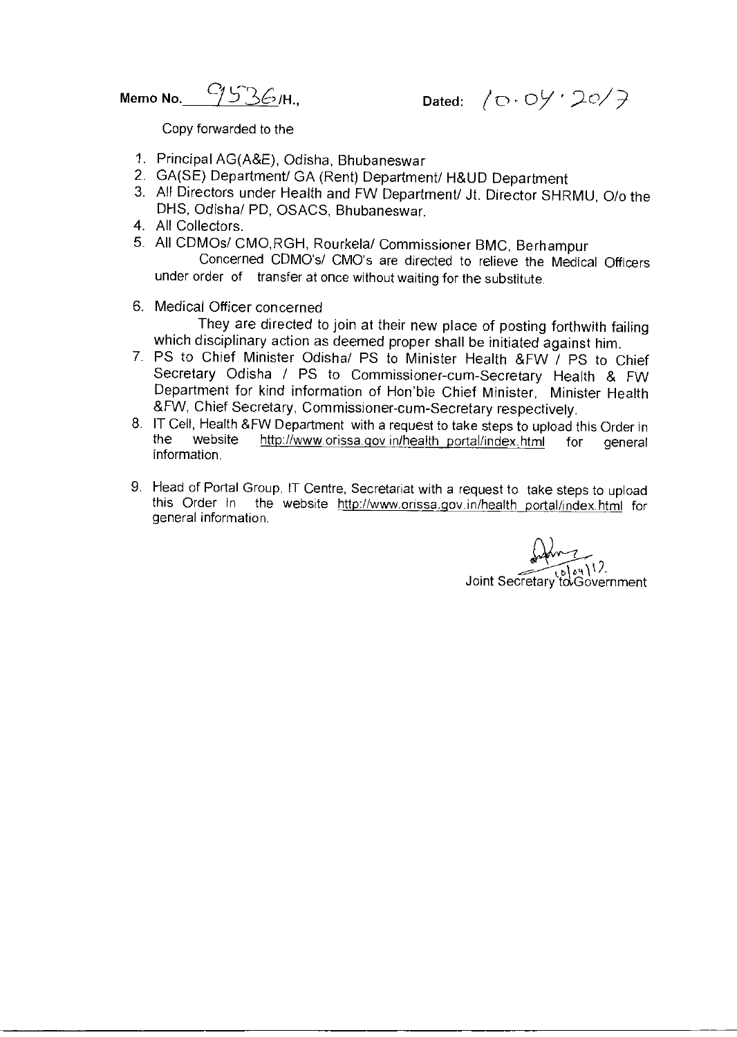Memo No. 9536/H., Dated: 10.04.2017

Copy forwarded to the

1. Principal AG(A&E), Odisha, Bhubaneswar
2. GA(SE) Department/ GA (Rent) Department/ H&UD Department
3. All Directors under Health and FW Department/ Jt. Director SHRMU, O/o the DHS, Odisha/ PD, OSACS, Bhubaneswar.
4. All Collectors.
5. All CDMOs/ CMO,RGH, Rourkela/ Commissioner BMC, Berhampur
   Concerned CDMO's/ CMO's are directed to relieve the Medical Officers under order of transfer at once without waiting for the substitute.
6. Medical Officer concerned
   They are directed to join at their new place of posting forthwith failing which disciplinary action as deemed proper shall be initiated against him.
7. PS to Chief Minister Odisha/ PS to Minister Health &FW / PS to Chief Secretary Odisha / PS to Commissioner-cum-Secretary Health & FW Department for kind information of Hon'ble Chief Minister, Minister Health &FW, Chief Secretary, Commissioner-cum-Secretary respectively.
8. IT Cell, Health &FW Department with a request to take steps to upload this Order in the website http://www.orissa.gov.in/health_portal/index.html for general information.
9. Head of Portal Group, IT Centre, Secretariat with a request to take steps to upload this Order in the website http://www.orissa.gov.in/health_portal/index.html for general information.

10/04/17

Joint Secretary to Government